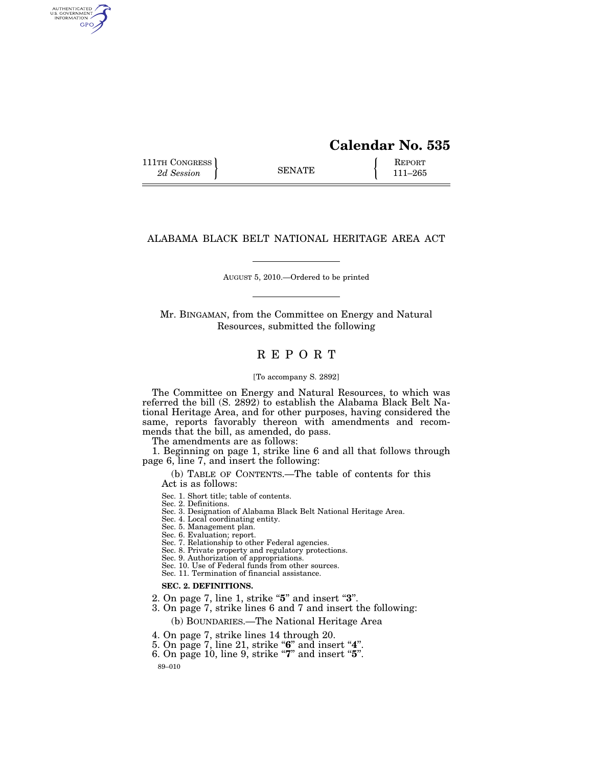# Calendar No. 535

111TH CONGRESS
*2d Session*

SENATE

REPORT
111–265

## ALABAMA BLACK BELT NATIONAL HERITAGE AREA ACT

AUGUST 5, 2010.—Ordered to be printed

Mr. BINGAMAN, from the Committee on Energy and Natural Resources, submitted the following

## REPORT

[To accompany S. 2892]

The Committee on Energy and Natural Resources, to which was referred the bill (S. 2892) to establish the Alabama Black Belt National Heritage Area, and for other purposes, having considered the same, reports favorably thereon with amendments and recommends that the bill, as amended, do pass.

The amendments are as follows:

1. Beginning on page 1, strike line 6 and all that follows through page 6, line 7, and insert the following:

(b) TABLE OF CONTENTS.—The table of contents for this Act is as follows:

Sec. 1. Short title; table of contents.
Sec. 2. Definitions.
Sec. 3. Designation of Alabama Black Belt National Heritage Area.
Sec. 4. Local coordinating entity.
Sec. 5. Management plan.
Sec. 6. Evaluation; report.
Sec. 7. Relationship to other Federal agencies.
Sec. 8. Private property and regulatory protections.
Sec. 9. Authorization of appropriations.
Sec. 10. Use of Federal funds from other sources.
Sec. 11. Termination of financial assistance.

**SEC. 2. DEFINITIONS.**

2. On page 7, line 1, strike "**5**" and insert "**3**".
3. On page 7, strike lines 6 and 7 and insert the following:

(b) BOUNDARIES.—The National Heritage Area

4. On page 7, strike lines 14 through 20.
5. On page 7, line 21, strike "**6**" and insert "**4**".
6. On page 10, line 9, strike "**7**" and insert "**5**".

89–010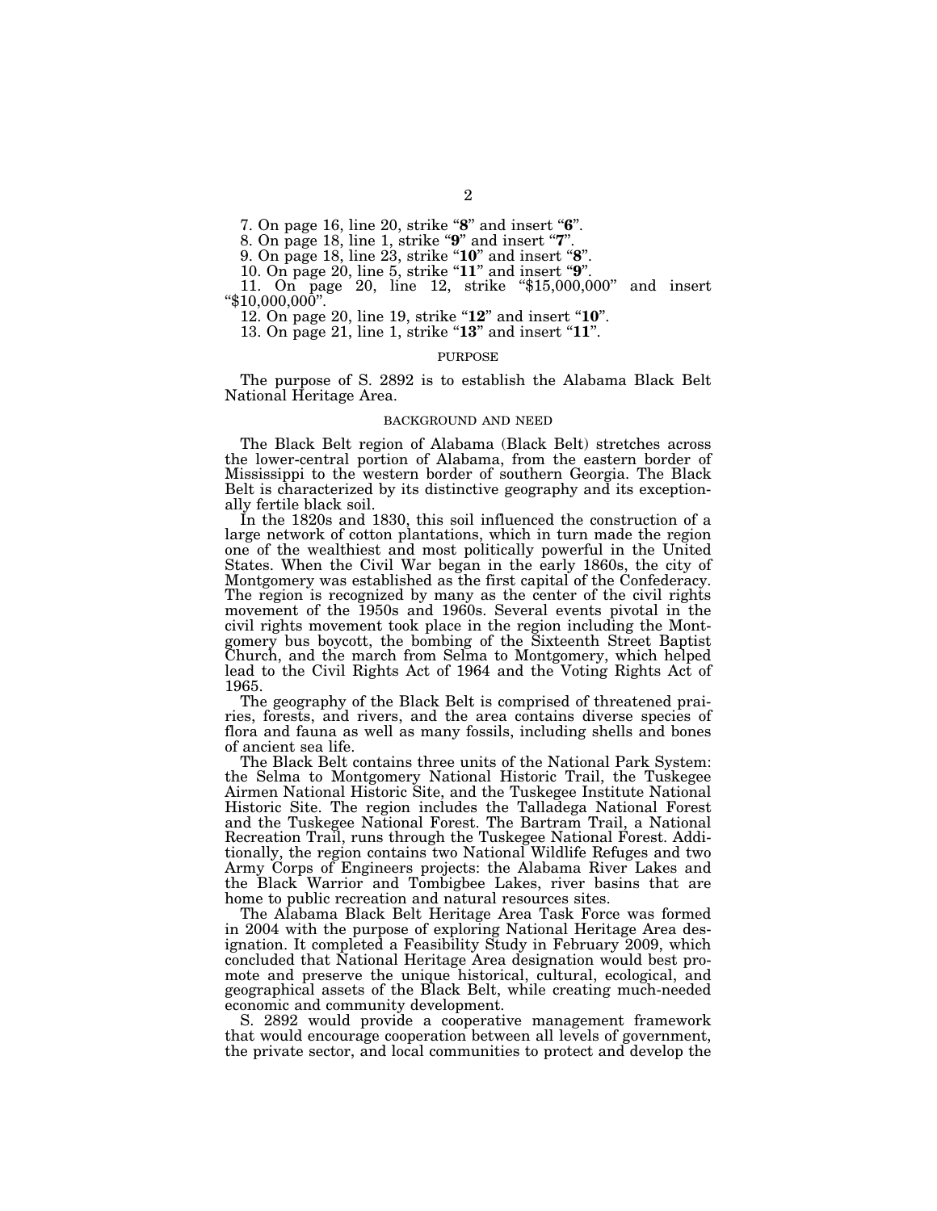7. On page 16, line 20, strike "**8**" and insert "**6**".

8. On page 18, line 1, strike "**9**" and insert "**7**".

9. On page 18, line 23, strike "**10**" and insert "**8**".

10. On page 20, line 5, strike "**11**" and insert "**9**".

11. On page 20, line 12, strike "$15,000,000" and insert "$10,000,000".

12. On page 20, line 19, strike "**12**" and insert "**10**".

13. On page 21, line 1, strike "**13**" and insert "**11**".

## PURPOSE

The purpose of S. 2892 is to establish the Alabama Black Belt National Heritage Area.

## BACKGROUND AND NEED

The Black Belt region of Alabama (Black Belt) stretches across the lower-central portion of Alabama, from the eastern border of Mississippi to the western border of southern Georgia. The Black Belt is characterized by its distinctive geography and its exceptionally fertile black soil.

In the 1820s and 1830, this soil influenced the construction of a large network of cotton plantations, which in turn made the region one of the wealthiest and most politically powerful in the United States. When the Civil War began in the early 1860s, the city of Montgomery was established as the first capital of the Confederacy. The region is recognized by many as the center of the civil rights movement of the 1950s and 1960s. Several events pivotal in the civil rights movement took place in the region including the Montgomery bus boycott, the bombing of the Sixteenth Street Baptist Church, and the march from Selma to Montgomery, which helped lead to the Civil Rights Act of 1964 and the Voting Rights Act of 1965.

The geography of the Black Belt is comprised of threatened prairies, forests, and rivers, and the area contains diverse species of flora and fauna as well as many fossils, including shells and bones of ancient sea life.

The Black Belt contains three units of the National Park System: the Selma to Montgomery National Historic Trail, the Tuskegee Airmen National Historic Site, and the Tuskegee Institute National Historic Site. The region includes the Talladega National Forest and the Tuskegee National Forest. The Bartram Trail, a National Recreation Trail, runs through the Tuskegee National Forest. Additionally, the region contains two National Wildlife Refuges and two Army Corps of Engineers projects: the Alabama River Lakes and the Black Warrior and Tombigbee Lakes, river basins that are home to public recreation and natural resources sites.

The Alabama Black Belt Heritage Area Task Force was formed in 2004 with the purpose of exploring National Heritage Area designation. It completed a Feasibility Study in February 2009, which concluded that National Heritage Area designation would best promote and preserve the unique historical, cultural, ecological, and geographical assets of the Black Belt, while creating much-needed economic and community development.

S. 2892 would provide a cooperative management framework that would encourage cooperation between all levels of government, the private sector, and local communities to protect and develop the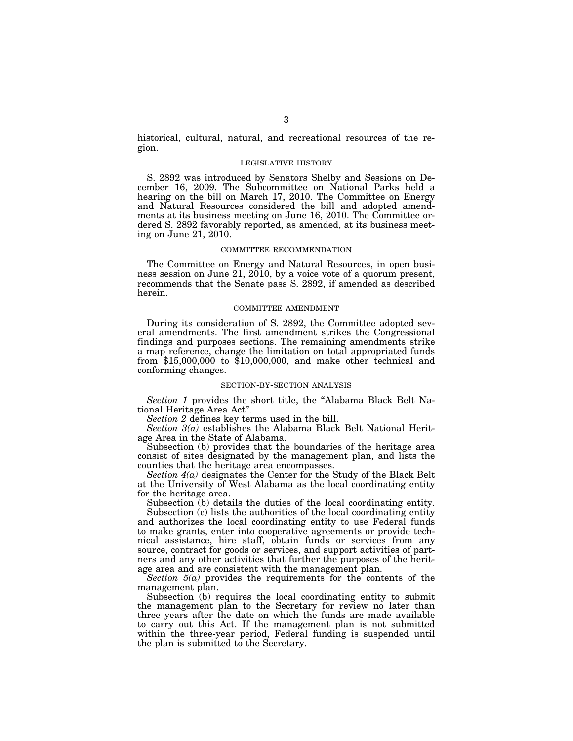historical, cultural, natural, and recreational resources of the region.

## LEGISLATIVE HISTORY

S. 2892 was introduced by Senators Shelby and Sessions on December 16, 2009. The Subcommittee on National Parks held a hearing on the bill on March 17, 2010. The Committee on Energy and Natural Resources considered the bill and adopted amendments at its business meeting on June 16, 2010. The Committee ordered S. 2892 favorably reported, as amended, at its business meeting on June 21, 2010.

## COMMITTEE RECOMMENDATION

The Committee on Energy and Natural Resources, in open business session on June 21, 2010, by a voice vote of a quorum present, recommends that the Senate pass S. 2892, if amended as described herein.

## COMMITTEE AMENDMENT

During its consideration of S. 2892, the Committee adopted several amendments. The first amendment strikes the Congressional findings and purposes sections. The remaining amendments strike a map reference, change the limitation on total appropriated funds from $15,000,000 to $10,000,000, and make other technical and conforming changes.

## SECTION-BY-SECTION ANALYSIS

*Section 1* provides the short title, the "Alabama Black Belt National Heritage Area Act".

*Section 2* defines key terms used in the bill.

*Section 3(a)* establishes the Alabama Black Belt National Heritage Area in the State of Alabama.

Subsection (b) provides that the boundaries of the heritage area consist of sites designated by the management plan, and lists the counties that the heritage area encompasses.

*Section 4(a)* designates the Center for the Study of the Black Belt at the University of West Alabama as the local coordinating entity for the heritage area.

Subsection (b) details the duties of the local coordinating entity.

Subsection (c) lists the authorities of the local coordinating entity and authorizes the local coordinating entity to use Federal funds to make grants, enter into cooperative agreements or provide technical assistance, hire staff, obtain funds or services from any source, contract for goods or services, and support activities of partners and any other activities that further the purposes of the heritage area and are consistent with the management plan.

*Section 5(a)* provides the requirements for the contents of the management plan.

Subsection (b) requires the local coordinating entity to submit the management plan to the Secretary for review no later than three years after the date on which the funds are made available to carry out this Act. If the management plan is not submitted within the three-year period, Federal funding is suspended until the plan is submitted to the Secretary.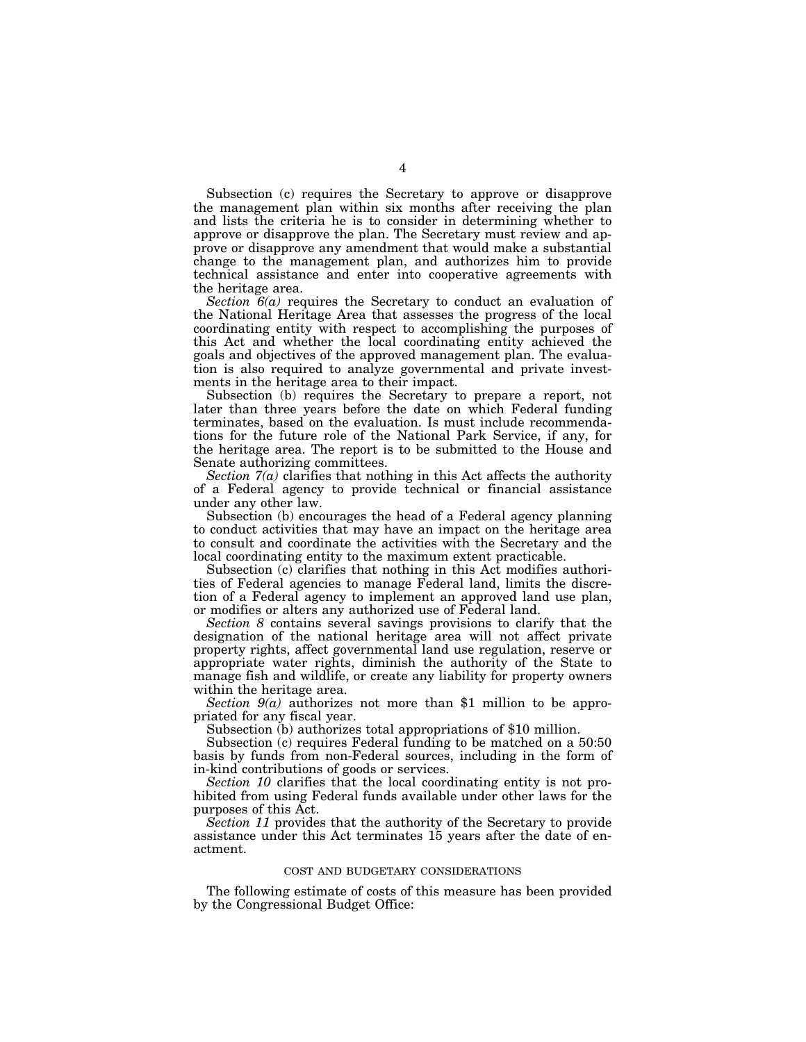Subsection (c) requires the Secretary to approve or disapprove the management plan within six months after receiving the plan and lists the criteria he is to consider in determining whether to approve or disapprove the plan. The Secretary must review and approve or disapprove any amendment that would make a substantial change to the management plan, and authorizes him to provide technical assistance and enter into cooperative agreements with the heritage area.

*Section 6(a)* requires the Secretary to conduct an evaluation of the National Heritage Area that assesses the progress of the local coordinating entity with respect to accomplishing the purposes of this Act and whether the local coordinating entity achieved the goals and objectives of the approved management plan. The evaluation is also required to analyze governmental and private investments in the heritage area to their impact.

Subsection (b) requires the Secretary to prepare a report, not later than three years before the date on which Federal funding terminates, based on the evaluation. Is must include recommendations for the future role of the National Park Service, if any, for the heritage area. The report is to be submitted to the House and Senate authorizing committees.

*Section 7(a)* clarifies that nothing in this Act affects the authority of a Federal agency to provide technical or financial assistance under any other law.

Subsection (b) encourages the head of a Federal agency planning to conduct activities that may have an impact on the heritage area to consult and coordinate the activities with the Secretary and the local coordinating entity to the maximum extent practicable.

Subsection (c) clarifies that nothing in this Act modifies authorities of Federal agencies to manage Federal land, limits the discretion of a Federal agency to implement an approved land use plan, or modifies or alters any authorized use of Federal land.

*Section 8* contains several savings provisions to clarify that the designation of the national heritage area will not affect private property rights, affect governmental land use regulation, reserve or appropriate water rights, diminish the authority of the State to manage fish and wildlife, or create any liability for property owners within the heritage area.

*Section 9(a)* authorizes not more than $1 million to be appropriated for any fiscal year.

Subsection (b) authorizes total appropriations of $10 million.

Subsection (c) requires Federal funding to be matched on a 50:50 basis by funds from non-Federal sources, including in the form of in-kind contributions of goods or services.

*Section 10* clarifies that the local coordinating entity is not prohibited from using Federal funds available under other laws for the purposes of this Act.

*Section 11* provides that the authority of the Secretary to provide assistance under this Act terminates 15 years after the date of enactment.

## COST AND BUDGETARY CONSIDERATIONS

The following estimate of costs of this measure has been provided by the Congressional Budget Office: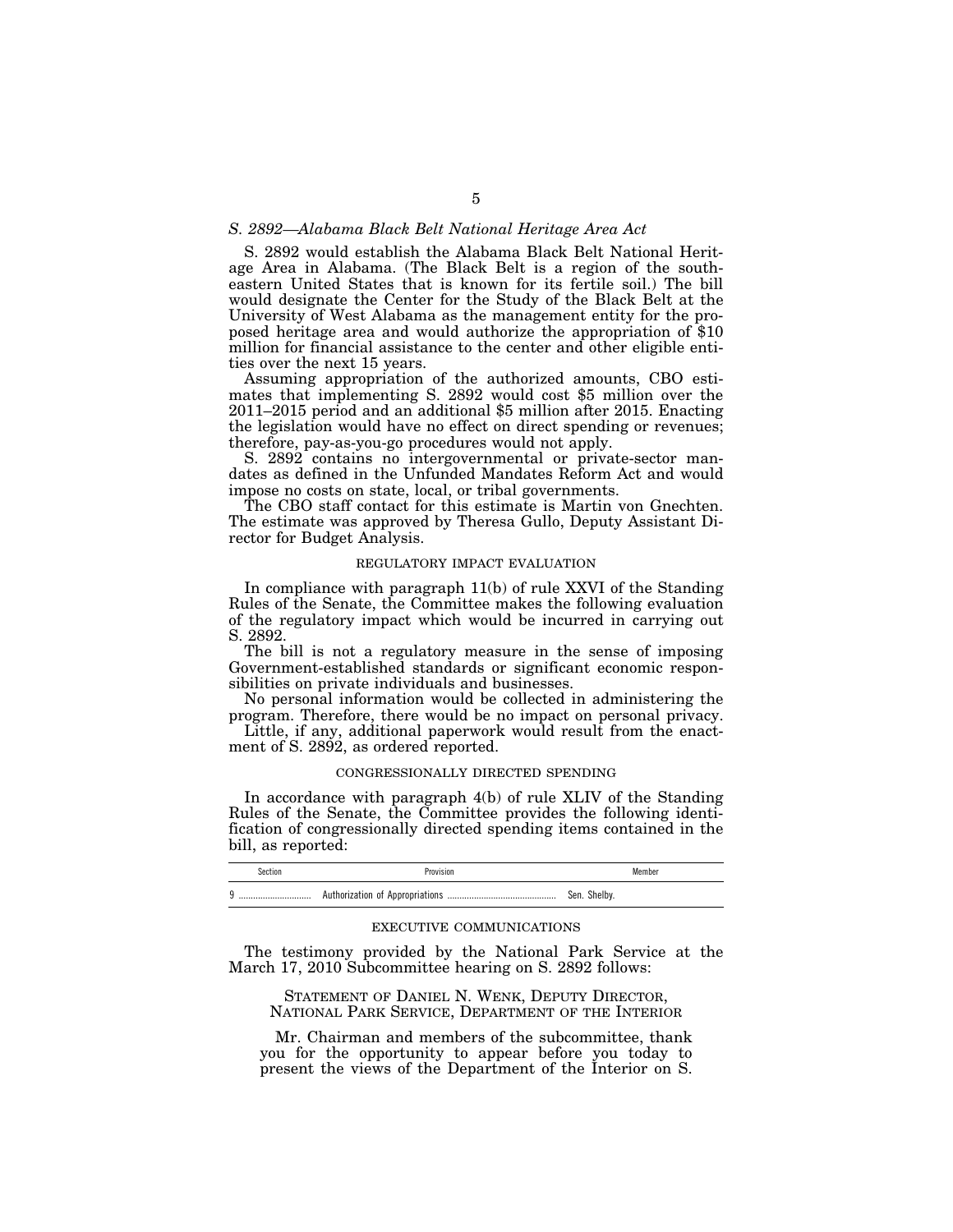*S. 2892—Alabama Black Belt National Heritage Area Act*

S. 2892 would establish the Alabama Black Belt National Heritage Area in Alabama. (The Black Belt is a region of the southeastern United States that is known for its fertile soil.) The bill would designate the Center for the Study of the Black Belt at the University of West Alabama as the management entity for the proposed heritage area and would authorize the appropriation of $10 million for financial assistance to the center and other eligible entities over the next 15 years.

Assuming appropriation of the authorized amounts, CBO estimates that implementing S. 2892 would cost $5 million over the 2011–2015 period and an additional $5 million after 2015. Enacting the legislation would have no effect on direct spending or revenues; therefore, pay-as-you-go procedures would not apply.

S. 2892 contains no intergovernmental or private-sector mandates as defined in the Unfunded Mandates Reform Act and would impose no costs on state, local, or tribal governments.

The CBO staff contact for this estimate is Martin von Gnechten. The estimate was approved by Theresa Gullo, Deputy Assistant Director for Budget Analysis.

## REGULATORY IMPACT EVALUATION

In compliance with paragraph 11(b) of rule XXVI of the Standing Rules of the Senate, the Committee makes the following evaluation of the regulatory impact which would be incurred in carrying out S. 2892.

The bill is not a regulatory measure in the sense of imposing Government-established standards or significant economic responsibilities on private individuals and businesses.

No personal information would be collected in administering the program. Therefore, there would be no impact on personal privacy.

Little, if any, additional paperwork would result from the enactment of S. 2892, as ordered reported.

## CONGRESSIONALLY DIRECTED SPENDING

In accordance with paragraph 4(b) of rule XLIV of the Standing Rules of the Senate, the Committee provides the following identification of congressionally directed spending items contained in the bill, as reported:

| Section | Provision | Member |
|---|---|---|
| 9 | Authorization of Appropriations | Sen. Shelby. |

## EXECUTIVE COMMUNICATIONS

The testimony provided by the National Park Service at the March 17, 2010 Subcommittee hearing on S. 2892 follows:

STATEMENT OF DANIEL N. WENK, DEPUTY DIRECTOR, NATIONAL PARK SERVICE, DEPARTMENT OF THE INTERIOR

Mr. Chairman and members of the subcommittee, thank you for the opportunity to appear before you today to present the views of the Department of the Interior on S.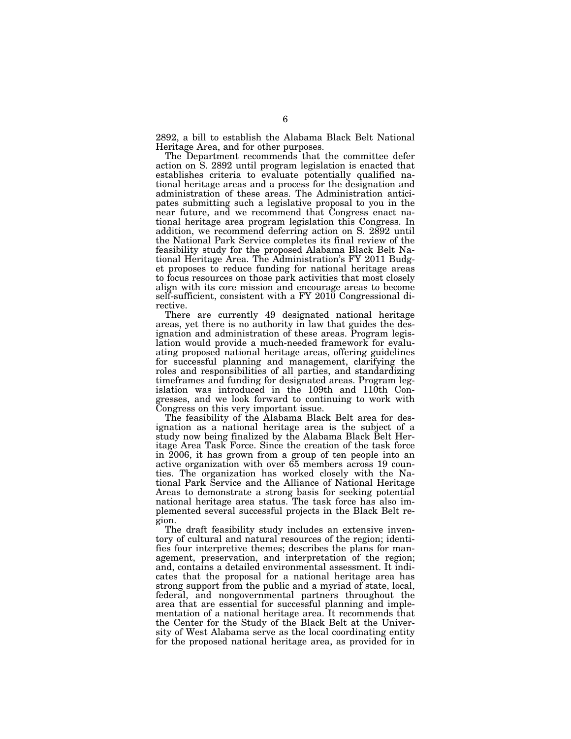2892, a bill to establish the Alabama Black Belt National Heritage Area, and for other purposes.

The Department recommends that the committee defer action on S. 2892 until program legislation is enacted that establishes criteria to evaluate potentially qualified national heritage areas and a process for the designation and administration of these areas. The Administration anticipates submitting such a legislative proposal to you in the near future, and we recommend that Congress enact national heritage area program legislation this Congress. In addition, we recommend deferring action on S. 2892 until the National Park Service completes its final review of the feasibility study for the proposed Alabama Black Belt National Heritage Area. The Administration's FY 2011 Budget proposes to reduce funding for national heritage areas to focus resources on those park activities that most closely align with its core mission and encourage areas to become self-sufficient, consistent with a FY 2010 Congressional directive.

There are currently 49 designated national heritage areas, yet there is no authority in law that guides the designation and administration of these areas. Program legislation would provide a much-needed framework for evaluating proposed national heritage areas, offering guidelines for successful planning and management, clarifying the roles and responsibilities of all parties, and standardizing timeframes and funding for designated areas. Program legislation was introduced in the 109th and 110th Congresses, and we look forward to continuing to work with Congress on this very important issue.

The feasibility of the Alabama Black Belt area for designation as a national heritage area is the subject of a study now being finalized by the Alabama Black Belt Heritage Area Task Force. Since the creation of the task force in 2006, it has grown from a group of ten people into an active organization with over 65 members across 19 counties. The organization has worked closely with the National Park Service and the Alliance of National Heritage Areas to demonstrate a strong basis for seeking potential national heritage area status. The task force has also implemented several successful projects in the Black Belt region.

The draft feasibility study includes an extensive inventory of cultural and natural resources of the region; identifies four interpretive themes; describes the plans for management, preservation, and interpretation of the region; and, contains a detailed environmental assessment. It indicates that the proposal for a national heritage area has strong support from the public and a myriad of state, local, federal, and nongovernmental partners throughout the area that are essential for successful planning and implementation of a national heritage area. It recommends that the Center for the Study of the Black Belt at the University of West Alabama serve as the local coordinating entity for the proposed national heritage area, as provided for in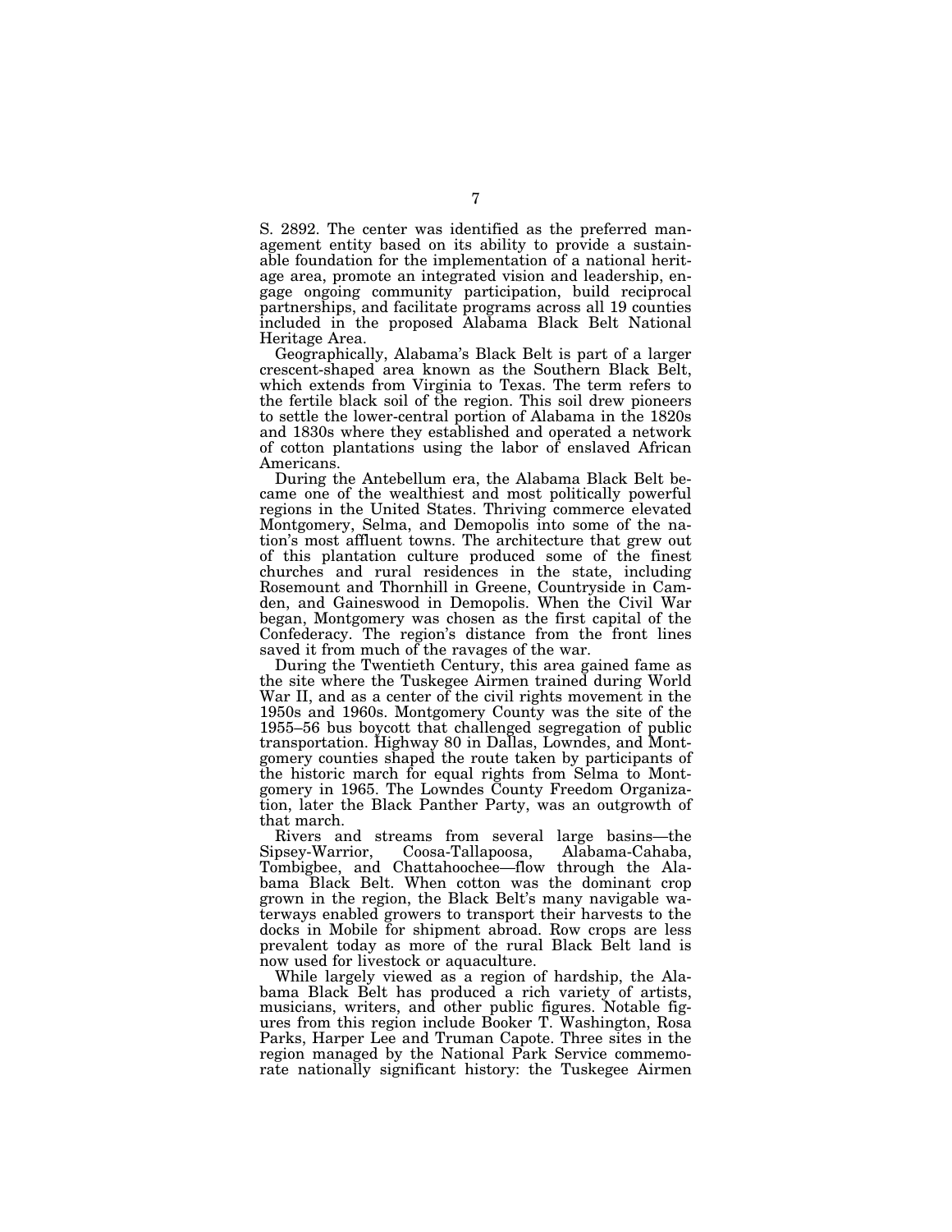S. 2892. The center was identified as the preferred management entity based on its ability to provide a sustainable foundation for the implementation of a national heritage area, promote an integrated vision and leadership, engage ongoing community participation, build reciprocal partnerships, and facilitate programs across all 19 counties included in the proposed Alabama Black Belt National Heritage Area.

Geographically, Alabama's Black Belt is part of a larger crescent-shaped area known as the Southern Black Belt, which extends from Virginia to Texas. The term refers to the fertile black soil of the region. This soil drew pioneers to settle the lower-central portion of Alabama in the 1820s and 1830s where they established and operated a network of cotton plantations using the labor of enslaved African Americans.

During the Antebellum era, the Alabama Black Belt became one of the wealthiest and most politically powerful regions in the United States. Thriving commerce elevated Montgomery, Selma, and Demopolis into some of the nation's most affluent towns. The architecture that grew out of this plantation culture produced some of the finest churches and rural residences in the state, including Rosemount and Thornhill in Greene, Countryside in Camden, and Gaineswood in Demopolis. When the Civil War began, Montgomery was chosen as the first capital of the Confederacy. The region's distance from the front lines saved it from much of the ravages of the war.

During the Twentieth Century, this area gained fame as the site where the Tuskegee Airmen trained during World War II, and as a center of the civil rights movement in the 1950s and 1960s. Montgomery County was the site of the 1955–56 bus boycott that challenged segregation of public transportation. Highway 80 in Dallas, Lowndes, and Montgomery counties shaped the route taken by participants of the historic march for equal rights from Selma to Montgomery in 1965. The Lowndes County Freedom Organization, later the Black Panther Party, was an outgrowth of that march.

Rivers and streams from several large basins—the Sipsey-Warrior, Coosa-Tallapoosa, Alabama-Cahaba, Tombigbee, and Chattahoochee—flow through the Alabama Black Belt. When cotton was the dominant crop grown in the region, the Black Belt's many navigable waterways enabled growers to transport their harvests to the docks in Mobile for shipment abroad. Row crops are less prevalent today as more of the rural Black Belt land is now used for livestock or aquaculture.

While largely viewed as a region of hardship, the Alabama Black Belt has produced a rich variety of artists, musicians, writers, and other public figures. Notable figures from this region include Booker T. Washington, Rosa Parks, Harper Lee and Truman Capote. Three sites in the region managed by the National Park Service commemorate nationally significant history: the Tuskegee Airmen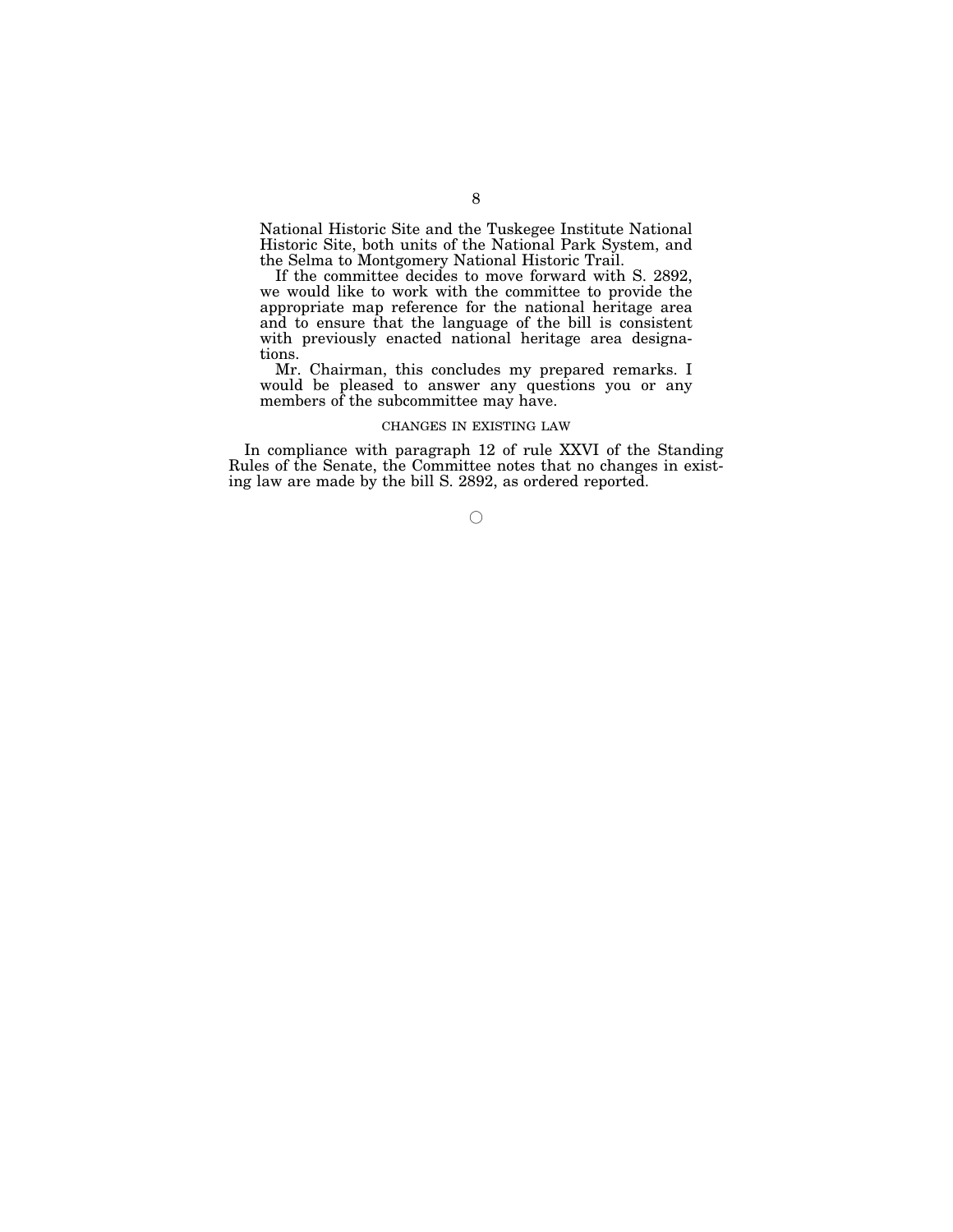National Historic Site and the Tuskegee Institute National Historic Site, both units of the National Park System, and the Selma to Montgomery National Historic Trail.

If the committee decides to move forward with S. 2892, we would like to work with the committee to provide the appropriate map reference for the national heritage area and to ensure that the language of the bill is consistent with previously enacted national heritage area designations.

Mr. Chairman, this concludes my prepared remarks. I would be pleased to answer any questions you or any members of the subcommittee may have.

## CHANGES IN EXISTING LAW

In compliance with paragraph 12 of rule XXVI of the Standing Rules of the Senate, the Committee notes that no changes in existing law are made by the bill S. 2892, as ordered reported.